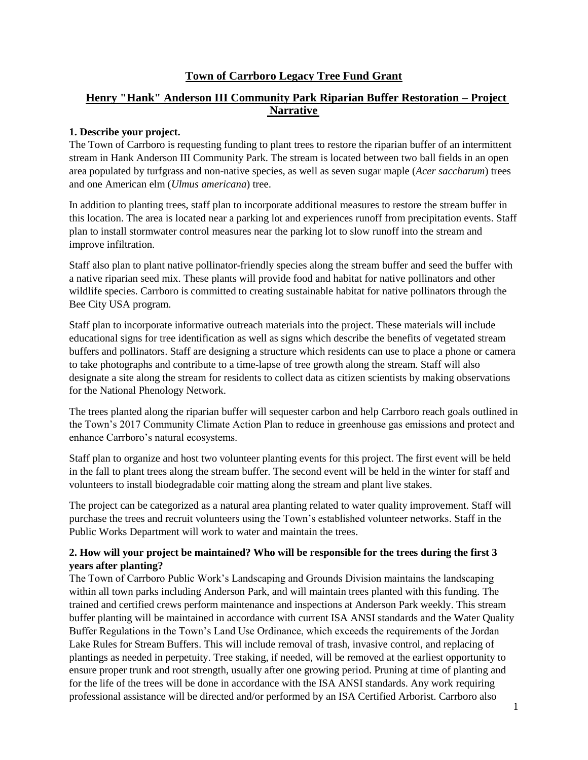# Town of Carrboro Legacy Tree Fund Grant

## Henry "Hank" Anderson III Community Park Riparian Buffer Restoration – Project Narrative

**1. Describe your project.**

The Town of Carrboro is requesting funding to plant trees to restore the riparian buffer of an intermittent stream in Hank Anderson III Community Park. The stream is located between two ball fields in an open area populated by turfgrass and non-native species, as well as seven sugar maple (*Acer saccharum*) trees and one American elm (*Ulmus americana*) tree.

In addition to planting trees, staff plan to incorporate additional measures to restore the stream buffer in this location. The area is located near a parking lot and experiences runoff from precipitation events. Staff plan to install stormwater control measures near the parking lot to slow runoff into the stream and improve infiltration.

Staff also plan to plant native pollinator-friendly species along the stream buffer and seed the buffer with a native riparian seed mix. These plants will provide food and habitat for native pollinators and other wildlife species. Carrboro is committed to creating sustainable habitat for native pollinators through the Bee City USA program.

Staff plan to incorporate informative outreach materials into the project. These materials will include educational signs for tree identification as well as signs which describe the benefits of vegetated stream buffers and pollinators. Staff are designing a structure which residents can use to place a phone or camera to take photographs and contribute to a time-lapse of tree growth along the stream. Staff will also designate a site along the stream for residents to collect data as citizen scientists by making observations for the National Phenology Network.

The trees planted along the riparian buffer will sequester carbon and help Carrboro reach goals outlined in the Town's 2017 Community Climate Action Plan to reduce in greenhouse gas emissions and protect and enhance Carrboro's natural ecosystems.

Staff plan to organize and host two volunteer planting events for this project. The first event will be held in the fall to plant trees along the stream buffer. The second event will be held in the winter for staff and volunteers to install biodegradable coir matting along the stream and plant live stakes.

The project can be categorized as a natural area planting related to water quality improvement. Staff will purchase the trees and recruit volunteers using the Town's established volunteer networks. Staff in the Public Works Department will work to water and maintain the trees.

**2. How will your project be maintained? Who will be responsible for the trees during the first 3 years after planting?**

The Town of Carrboro Public Work's Landscaping and Grounds Division maintains the landscaping within all town parks including Anderson Park, and will maintain trees planted with this funding. The trained and certified crews perform maintenance and inspections at Anderson Park weekly. This stream buffer planting will be maintained in accordance with current ISA ANSI standards and the Water Quality Buffer Regulations in the Town's Land Use Ordinance, which exceeds the requirements of the Jordan Lake Rules for Stream Buffers. This will include removal of trash, invasive control, and replacing of plantings as needed in perpetuity. Tree staking, if needed, will be removed at the earliest opportunity to ensure proper trunk and root strength, usually after one growing period. Pruning at time of planting and for the life of the trees will be done in accordance with the ISA ANSI standards. Any work requiring professional assistance will be directed and/or performed by an ISA Certified Arborist. Carrboro also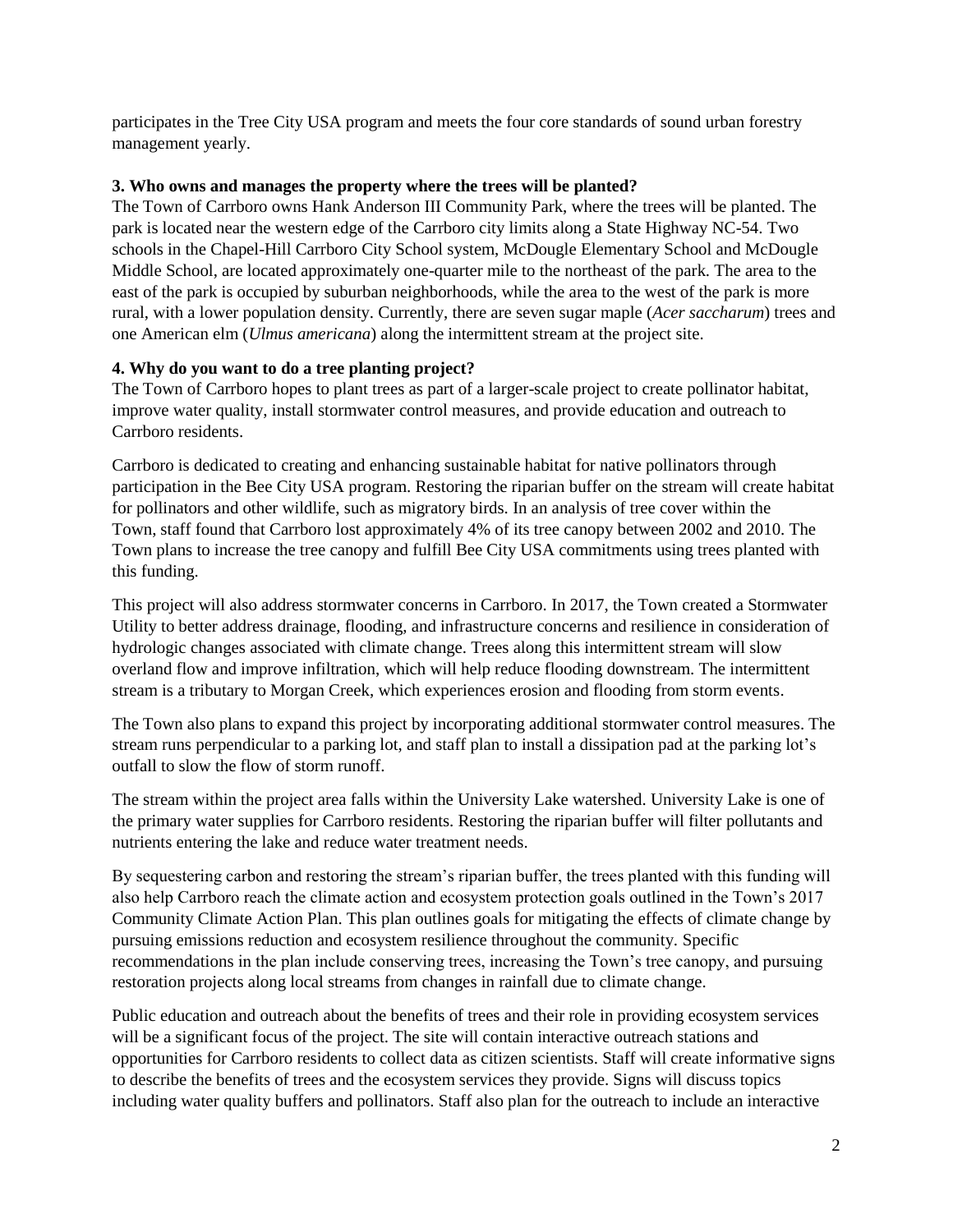participates in the Tree City USA program and meets the four core standards of sound urban forestry management yearly.

**3. Who owns and manages the property where the trees will be planted?**

The Town of Carrboro owns Hank Anderson III Community Park, where the trees will be planted. The park is located near the western edge of the Carrboro city limits along a State Highway NC-54. Two schools in the Chapel-Hill Carrboro City School system, McDougle Elementary School and McDougle Middle School, are located approximately one-quarter mile to the northeast of the park. The area to the east of the park is occupied by suburban neighborhoods, while the area to the west of the park is more rural, with a lower population density. Currently, there are seven sugar maple (*Acer saccharum*) trees and one American elm (*Ulmus americana*) along the intermittent stream at the project site.

**4. Why do you want to do a tree planting project?**

The Town of Carrboro hopes to plant trees as part of a larger-scale project to create pollinator habitat, improve water quality, install stormwater control measures, and provide education and outreach to Carrboro residents.

Carrboro is dedicated to creating and enhancing sustainable habitat for native pollinators through participation in the Bee City USA program. Restoring the riparian buffer on the stream will create habitat for pollinators and other wildlife, such as migratory birds. In an analysis of tree cover within the Town, staff found that Carrboro lost approximately 4% of its tree canopy between 2002 and 2010. The Town plans to increase the tree canopy and fulfill Bee City USA commitments using trees planted with this funding.

This project will also address stormwater concerns in Carrboro. In 2017, the Town created a Stormwater Utility to better address drainage, flooding, and infrastructure concerns and resilience in consideration of hydrologic changes associated with climate change. Trees along this intermittent stream will slow overland flow and improve infiltration, which will help reduce flooding downstream. The intermittent stream is a tributary to Morgan Creek, which experiences erosion and flooding from storm events.

The Town also plans to expand this project by incorporating additional stormwater control measures. The stream runs perpendicular to a parking lot, and staff plan to install a dissipation pad at the parking lot's outfall to slow the flow of storm runoff.

The stream within the project area falls within the University Lake watershed. University Lake is one of the primary water supplies for Carrboro residents. Restoring the riparian buffer will filter pollutants and nutrients entering the lake and reduce water treatment needs.

By sequestering carbon and restoring the stream's riparian buffer, the trees planted with this funding will also help Carrboro reach the climate action and ecosystem protection goals outlined in the Town's 2017 Community Climate Action Plan. This plan outlines goals for mitigating the effects of climate change by pursuing emissions reduction and ecosystem resilience throughout the community. Specific recommendations in the plan include conserving trees, increasing the Town's tree canopy, and pursuing restoration projects along local streams from changes in rainfall due to climate change.

Public education and outreach about the benefits of trees and their role in providing ecosystem services will be a significant focus of the project. The site will contain interactive outreach stations and opportunities for Carrboro residents to collect data as citizen scientists. Staff will create informative signs to describe the benefits of trees and the ecosystem services they provide. Signs will discuss topics including water quality buffers and pollinators. Staff also plan for the outreach to include an interactive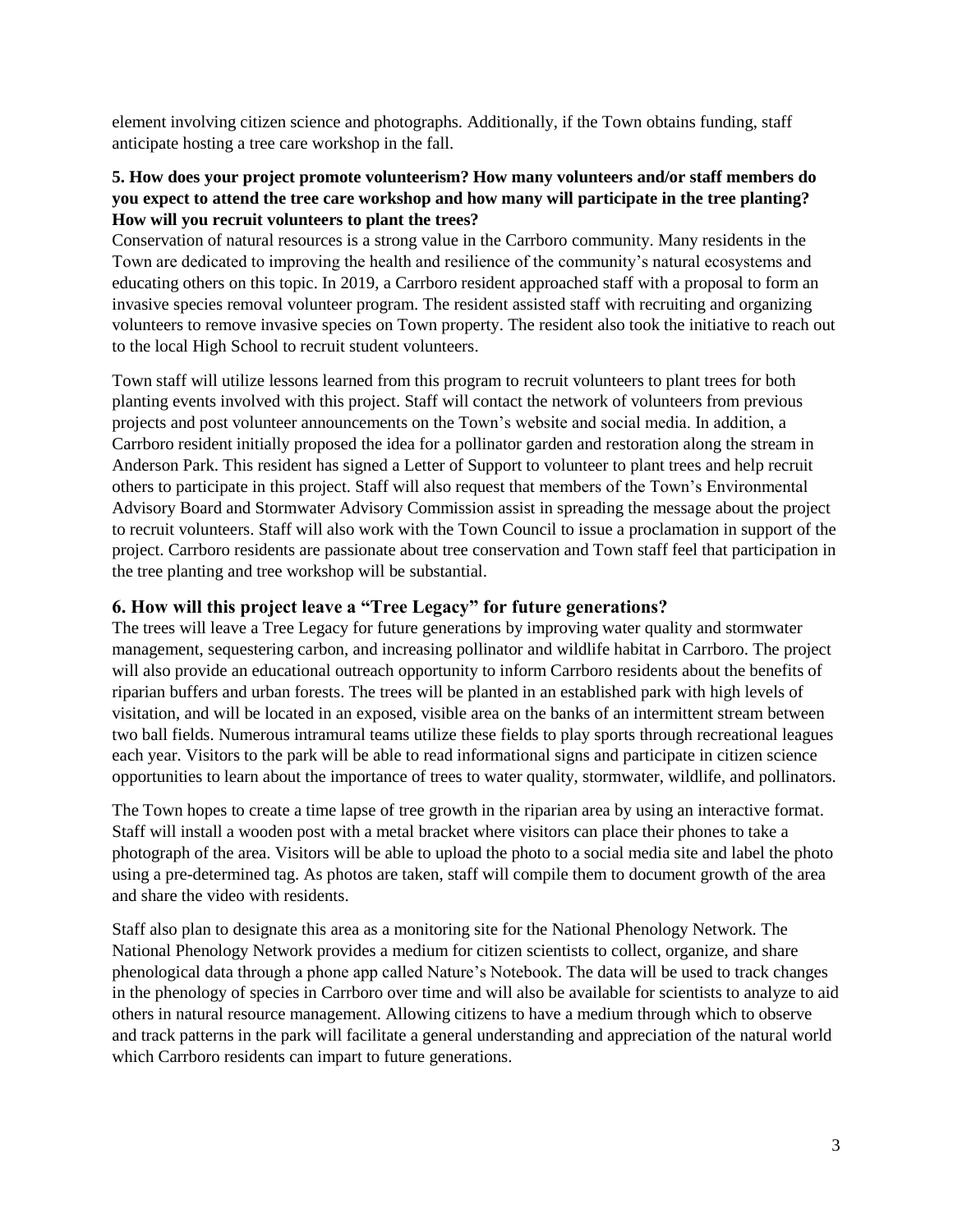element involving citizen science and photographs. Additionally, if the Town obtains funding, staff anticipate hosting a tree care workshop in the fall.

**5. How does your project promote volunteerism? How many volunteers and/or staff members do you expect to attend the tree care workshop and how many will participate in the tree planting? How will you recruit volunteers to plant the trees?**

Conservation of natural resources is a strong value in the Carrboro community. Many residents in the Town are dedicated to improving the health and resilience of the community's natural ecosystems and educating others on this topic. In 2019, a Carrboro resident approached staff with a proposal to form an invasive species removal volunteer program. The resident assisted staff with recruiting and organizing volunteers to remove invasive species on Town property. The resident also took the initiative to reach out to the local High School to recruit student volunteers.

Town staff will utilize lessons learned from this program to recruit volunteers to plant trees for both planting events involved with this project. Staff will contact the network of volunteers from previous projects and post volunteer announcements on the Town's website and social media. In addition, a Carrboro resident initially proposed the idea for a pollinator garden and restoration along the stream in Anderson Park. This resident has signed a Letter of Support to volunteer to plant trees and help recruit others to participate in this project. Staff will also request that members of the Town's Environmental Advisory Board and Stormwater Advisory Commission assist in spreading the message about the project to recruit volunteers. Staff will also work with the Town Council to issue a proclamation in support of the project. Carrboro residents are passionate about tree conservation and Town staff feel that participation in the tree planting and tree workshop will be substantial.

### 6. How will this project leave a "Tree Legacy" for future generations?

The trees will leave a Tree Legacy for future generations by improving water quality and stormwater management, sequestering carbon, and increasing pollinator and wildlife habitat in Carrboro. The project will also provide an educational outreach opportunity to inform Carrboro residents about the benefits of riparian buffers and urban forests. The trees will be planted in an established park with high levels of visitation, and will be located in an exposed, visible area on the banks of an intermittent stream between two ball fields. Numerous intramural teams utilize these fields to play sports through recreational leagues each year. Visitors to the park will be able to read informational signs and participate in citizen science opportunities to learn about the importance of trees to water quality, stormwater, wildlife, and pollinators.

The Town hopes to create a time lapse of tree growth in the riparian area by using an interactive format. Staff will install a wooden post with a metal bracket where visitors can place their phones to take a photograph of the area. Visitors will be able to upload the photo to a social media site and label the photo using a pre-determined tag. As photos are taken, staff will compile them to document growth of the area and share the video with residents.

Staff also plan to designate this area as a monitoring site for the National Phenology Network. The National Phenology Network provides a medium for citizen scientists to collect, organize, and share phenological data through a phone app called Nature's Notebook. The data will be used to track changes in the phenology of species in Carrboro over time and will also be available for scientists to analyze to aid others in natural resource management. Allowing citizens to have a medium through which to observe and track patterns in the park will facilitate a general understanding and appreciation of the natural world which Carrboro residents can impart to future generations.